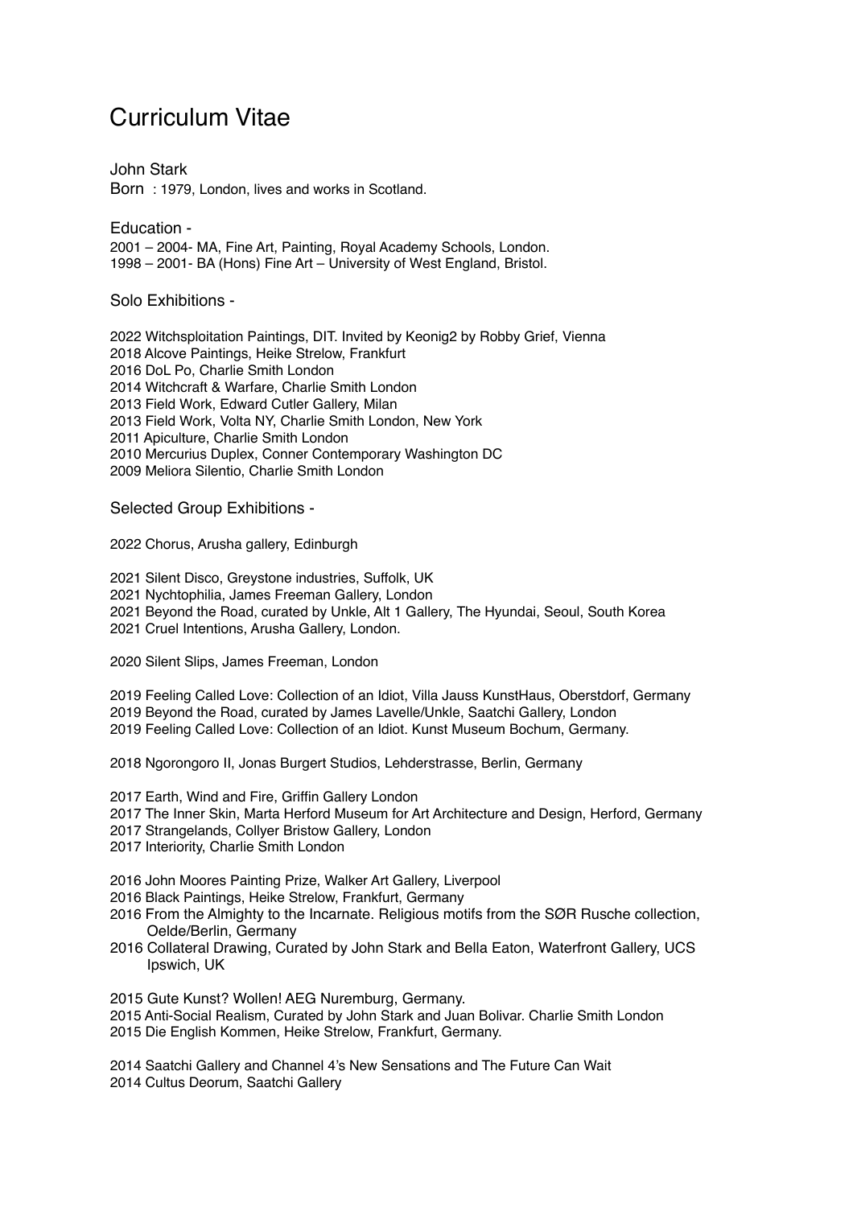# Curriculum Vitae

John Stark
Born : 1979, London, lives and works in Scotland.

## Education -

2001 – 2004- MA, Fine Art, Painting, Royal Academy Schools, London.
1998 – 2001- BA (Hons) Fine Art – University of West England, Bristol.

## Solo Exhibitions -

2022 Witchsploitation Paintings, DIT. Invited by Keonig2 by Robby Grief, Vienna
2018 Alcove Paintings, Heike Strelow, Frankfurt
2016 DoL Po, Charlie Smith London
2014 Witchcraft & Warfare, Charlie Smith London
2013 Field Work, Edward Cutler Gallery, Milan
2013 Field Work, Volta NY, Charlie Smith London, New York
2011 Apiculture, Charlie Smith London
2010 Mercurius Duplex, Conner Contemporary Washington DC
2009 Meliora Silentio, Charlie Smith London

## Selected Group Exhibitions -

2022 Chorus, Arusha gallery, Edinburgh

2021 Silent Disco, Greystone industries, Suffolk, UK
2021 Nychtophilia, James Freeman Gallery, London
2021 Beyond the Road, curated by Unkle, Alt 1 Gallery, The Hyundai, Seoul, South Korea
2021 Cruel Intentions, Arusha Gallery, London.

2020 Silent Slips, James Freeman, London

2019 Feeling Called Love: Collection of an Idiot, Villa Jauss KunstHaus, Oberstdorf, Germany
2019 Beyond the Road, curated by James Lavelle/Unkle, Saatchi Gallery, London
2019 Feeling Called Love: Collection of an Idiot. Kunst Museum Bochum, Germany.

2018 Ngorongoro II, Jonas Burgert Studios, Lehderstrasse, Berlin, Germany

2017 Earth, Wind and Fire, Griffin Gallery London
2017 The Inner Skin, Marta Herford Museum for Art Architecture and Design, Herford, Germany
2017 Strangelands, Collyer Bristow Gallery, London
2017 Interiority, Charlie Smith London

2016 John Moores Painting Prize, Walker Art Gallery, Liverpool
2016 Black Paintings, Heike Strelow, Frankfurt, Germany
2016 From the Almighty to the Incarnate. Religious motifs from the SØR Rusche collection, Oelde/Berlin, Germany
2016 Collateral Drawing, Curated by John Stark and Bella Eaton, Waterfront Gallery, UCS Ipswich, UK

2015 Gute Kunst? Wollen! AEG Nuremburg, Germany.
2015 Anti-Social Realism, Curated by John Stark and Juan Bolivar. Charlie Smith London
2015 Die English Kommen, Heike Strelow, Frankfurt, Germany.

2014 Saatchi Gallery and Channel 4's New Sensations and The Future Can Wait
2014 Cultus Deorum, Saatchi Gallery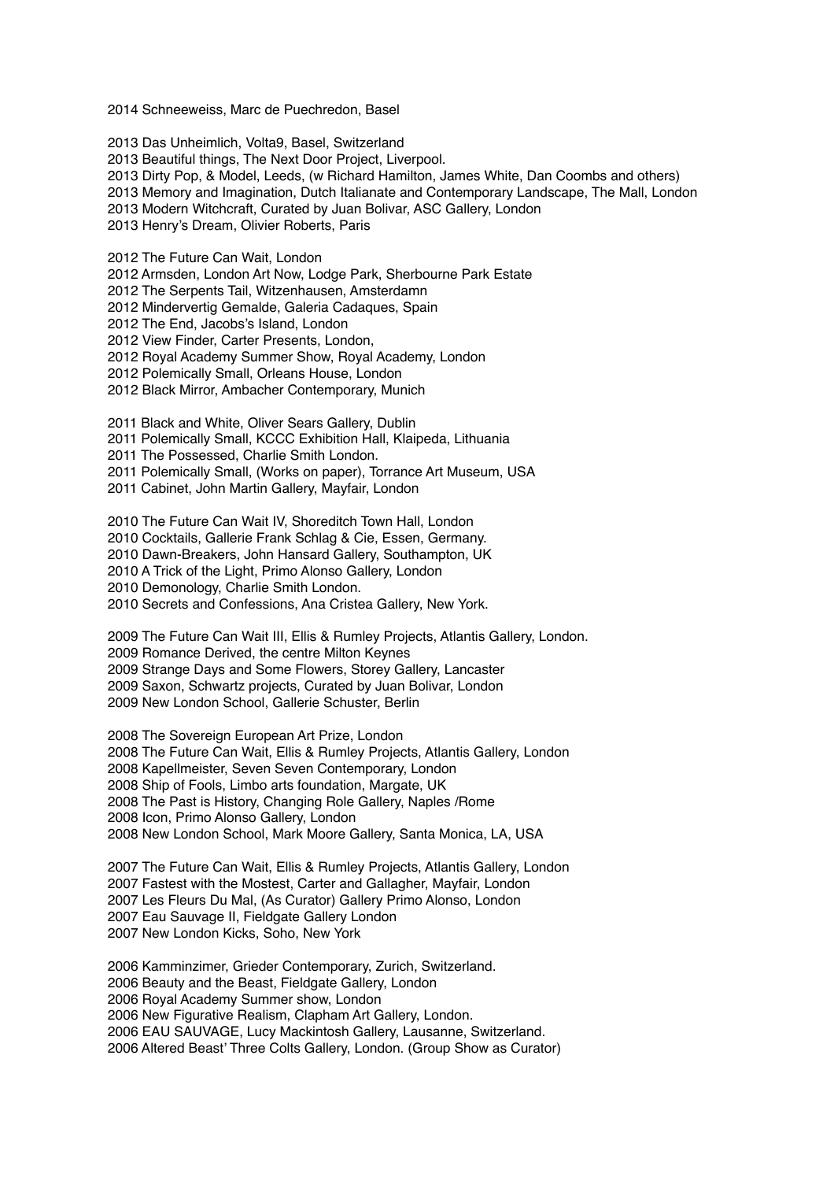2014 Schneeweiss, Marc de Puechredon, Basel

2013 Das Unheimlich, Volta9, Basel, Switzerland
2013 Beautiful things, The Next Door Project, Liverpool.
2013 Dirty Pop, & Model, Leeds, (w Richard Hamilton, James White, Dan Coombs and others)
2013 Memory and Imagination, Dutch Italianate and Contemporary Landscape, The Mall, London
2013 Modern Witchcraft, Curated by Juan Bolivar, ASC Gallery, London
2013 Henry's Dream, Olivier Roberts, Paris

2012 The Future Can Wait, London
2012 Armsden, London Art Now, Lodge Park, Sherbourne Park Estate
2012 The Serpents Tail, Witzenhausen, Amsterdamn
2012 Mindervertig Gemalde, Galeria Cadaques, Spain
2012 The End, Jacobs's Island, London
2012 View Finder, Carter Presents, London,
2012 Royal Academy Summer Show, Royal Academy, London
2012 Polemically Small, Orleans House, London
2012 Black Mirror, Ambacher Contemporary, Munich

2011 Black and White, Oliver Sears Gallery, Dublin
2011 Polemically Small, KCCC Exhibition Hall, Klaipeda, Lithuania
2011 The Possessed, Charlie Smith London.
2011 Polemically Small, (Works on paper), Torrance Art Museum, USA
2011 Cabinet, John Martin Gallery, Mayfair, London

2010 The Future Can Wait IV, Shoreditch Town Hall, London
2010 Cocktails, Gallerie Frank Schlag & Cie, Essen, Germany.
2010 Dawn-Breakers, John Hansard Gallery, Southampton, UK
2010 A Trick of the Light, Primo Alonso Gallery, London
2010 Demonology, Charlie Smith London.
2010 Secrets and Confessions, Ana Cristea Gallery, New York.

2009 The Future Can Wait III, Ellis & Rumley Projects, Atlantis Gallery, London.
2009 Romance Derived, the centre Milton Keynes
2009 Strange Days and Some Flowers, Storey Gallery, Lancaster
2009 Saxon, Schwartz projects, Curated by Juan Bolivar, London
2009 New London School, Gallerie Schuster, Berlin

2008 The Sovereign European Art Prize, London
2008 The Future Can Wait, Ellis & Rumley Projects, Atlantis Gallery, London
2008 Kapellmeister, Seven Seven Contemporary, London
2008 Ship of Fools, Limbo arts foundation, Margate, UK
2008 The Past is History, Changing Role Gallery, Naples /Rome
2008 Icon, Primo Alonso Gallery, London
2008 New London School, Mark Moore Gallery, Santa Monica, LA, USA

2007 The Future Can Wait, Ellis & Rumley Projects, Atlantis Gallery, London
2007 Fastest with the Mostest, Carter and Gallagher, Mayfair, London
2007 Les Fleurs Du Mal, (As Curator) Gallery Primo Alonso, London
2007 Eau Sauvage II, Fieldgate Gallery London
2007 New London Kicks, Soho, New York

2006 Kamminzimer, Grieder Contemporary, Zurich, Switzerland.
2006 Beauty and the Beast, Fieldgate Gallery, London
2006 Royal Academy Summer show, London
2006 New Figurative Realism, Clapham Art Gallery, London.
2006 EAU SAUVAGE, Lucy Mackintosh Gallery, Lausanne, Switzerland.
2006 Altered Beast' Three Colts Gallery, London. (Group Show as Curator)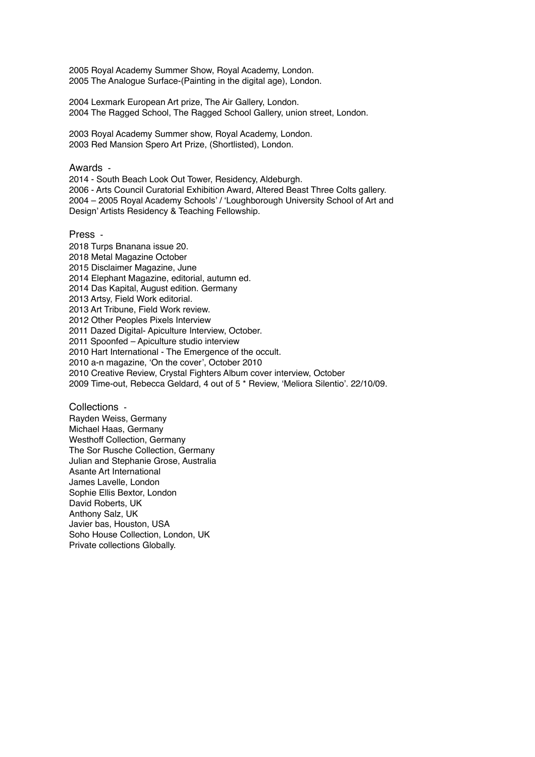2005 Royal Academy Summer Show, Royal Academy, London.
2005 The Analogue Surface-(Painting in the digital age), London.

2004 Lexmark European Art prize, The Air Gallery, London.
2004 The Ragged School, The Ragged School Gallery, union street, London.

2003 Royal Academy Summer show, Royal Academy, London.
2003 Red Mansion Spero Art Prize, (Shortlisted), London.

## Awards -

2014 - South Beach Look Out Tower, Residency, Aldeburgh.
2006 - Arts Council Curatorial Exhibition Award, Altered Beast Three Colts gallery.
2004 – 2005 Royal Academy Schools' / 'Loughborough University School of Art and Design' Artists Residency & Teaching Fellowship.

## Press -

2018 Turps Bnanana issue 20.
2018 Metal Magazine October
2015 Disclaimer Magazine, June
2014 Elephant Magazine, editorial, autumn ed.
2014 Das Kapital, August edition. Germany
2013 Artsy, Field Work editorial.
2013 Art Tribune, Field Work review.
2012 Other Peoples Pixels Interview
2011 Dazed Digital- Apiculture Interview, October.
2011 Spoonfed – Apiculture studio interview
2010 Hart International - The Emergence of the occult.
2010 a-n magazine, 'On the cover', October 2010
2010 Creative Review, Crystal Fighters Album cover interview, October
2009 Time-out, Rebecca Geldard, 4 out of 5 * Review, 'Meliora Silentio'. 22/10/09.

## Collections -

Rayden Weiss, Germany
Michael Haas, Germany
Westhoff Collection, Germany
The Sor Rusche Collection, Germany
Julian and Stephanie Grose, Australia
Asante Art International
James Lavelle, London
Sophie Ellis Bextor, London
David Roberts, UK
Anthony Salz, UK
Javier bas, Houston, USA
Soho House Collection, London, UK
Private collections Globally.